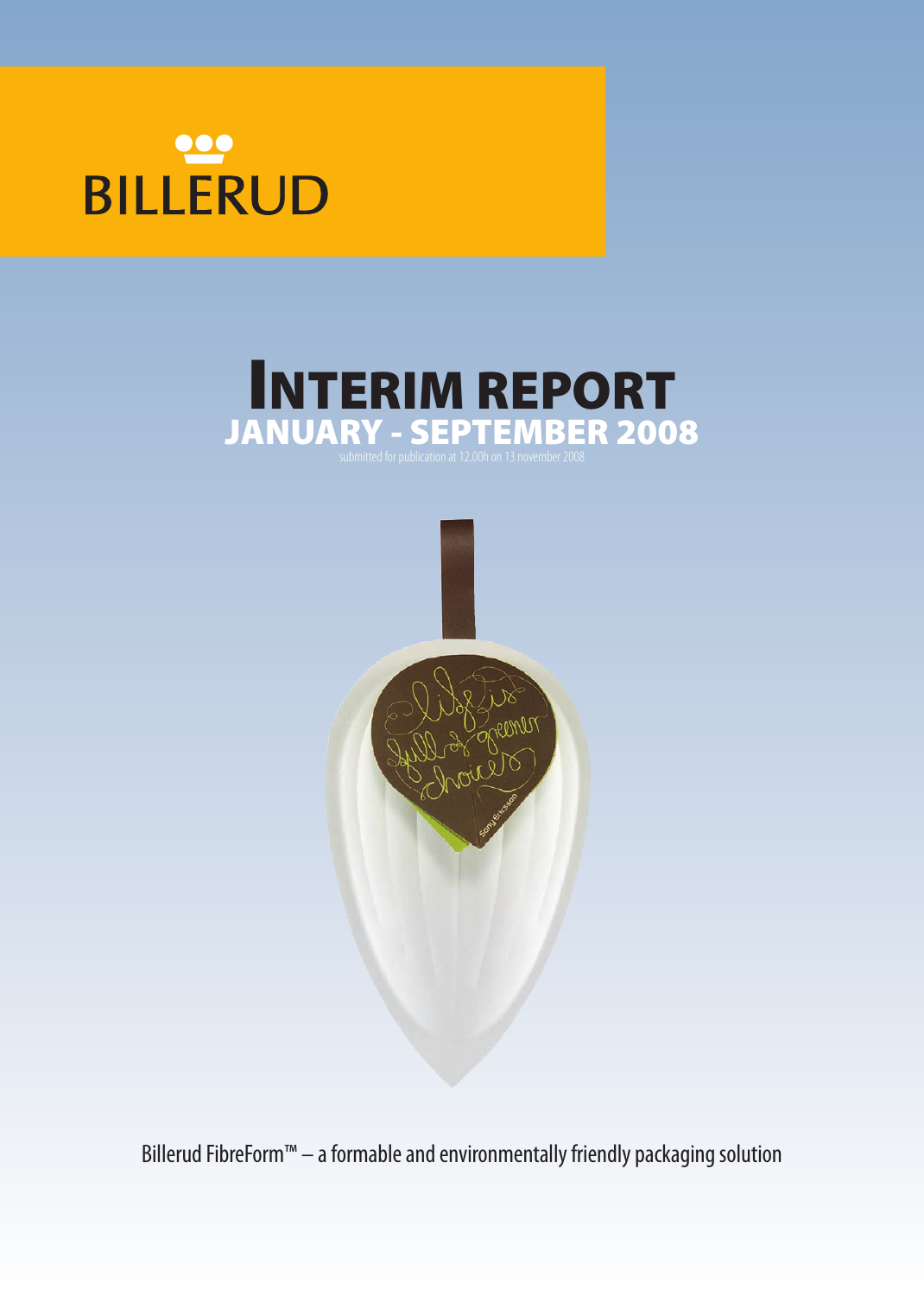BILLERUD

# INTERIM REPORT

## JANUARY - SEPTEMBER 2008

submitted for publication at 12.00h on 13 november 2008

Billerud FibreForm™ – a formable and environmentally friendly packaging solution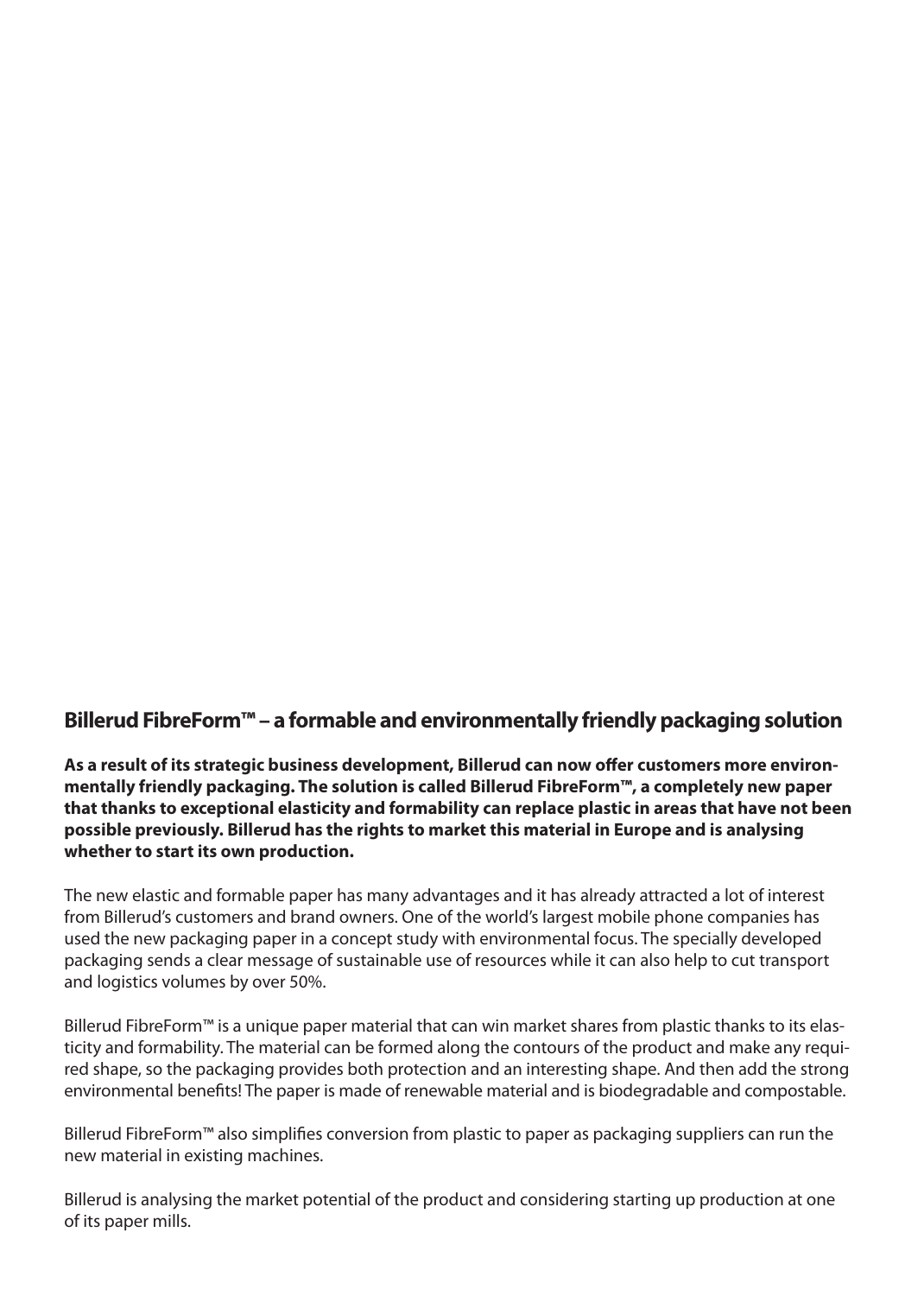## Billerud FibreForm™ – a formable and environmentally friendly packaging solution

**As a result of its strategic business development, Billerud can now offer customers more environmentally friendly packaging. The solution is called Billerud FibreForm™, a completely new paper that thanks to exceptional elasticity and formability can replace plastic in areas that have not been possible previously. Billerud has the rights to market this material in Europe and is analysing whether to start its own production.**

The new elastic and formable paper has many advantages and it has already attracted a lot of interest from Billerud's customers and brand owners. One of the world's largest mobile phone companies has used the new packaging paper in a concept study with environmental focus. The specially developed packaging sends a clear message of sustainable use of resources while it can also help to cut transport and logistics volumes by over 50%.

Billerud FibreForm™ is a unique paper material that can win market shares from plastic thanks to its elasticity and formability. The material can be formed along the contours of the product and make any required shape, so the packaging provides both protection and an interesting shape. And then add the strong environmental benefits! The paper is made of renewable material and is biodegradable and compostable.

Billerud FibreForm™ also simplifies conversion from plastic to paper as packaging suppliers can run the new material in existing machines.

Billerud is analysing the market potential of the product and considering starting up production at one of its paper mills.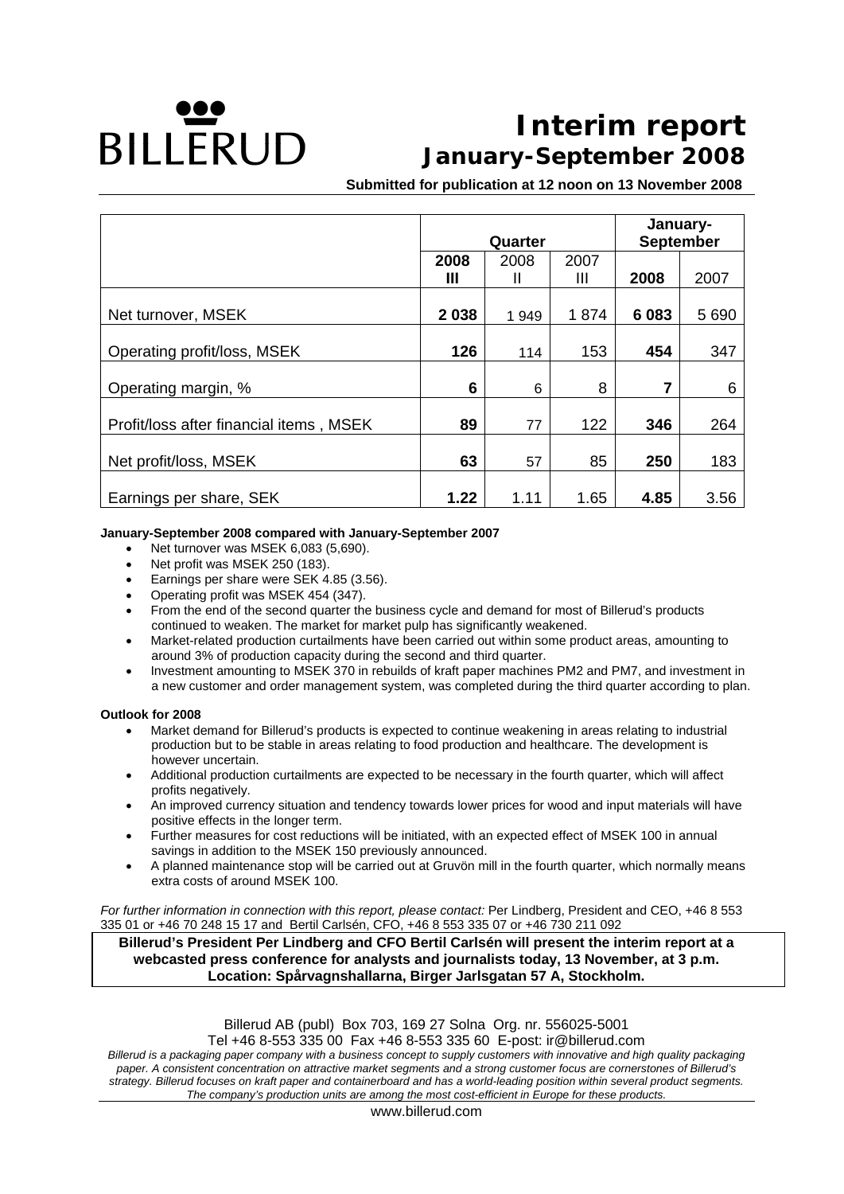# BILLERUD

# Interim report January-September 2008

**Submitted for publication at 12 noon on 13 November 2008**

| | Quarter | | | January-September | |
|---|---|---|---|---|---|
| | **2008 III** | 2008 II | 2007 III | **2008** | 2007 |
| Net turnover, MSEK | **2 038** | 1 949 | 1 874 | **6 083** | 5 690 |
| Operating profit/loss, MSEK | **126** | 114 | 153 | **454** | 347 |
| Operating margin, % | **6** | 6 | 8 | **7** | 6 |
| Profit/loss after financial items , MSEK | **89** | 77 | 122 | **346** | 264 |
| Net profit/loss, MSEK | **63** | 57 | 85 | **250** | 183 |
| Earnings per share, SEK | **1.22** | 1.11 | 1.65 | **4.85** | 3.56 |

**January-September 2008 compared with January-September 2007**

- Net turnover was MSEK 6,083 (5,690).
- Net profit was MSEK 250 (183).
- Earnings per share were SEK 4.85 (3.56).
- Operating profit was MSEK 454 (347).
- From the end of the second quarter the business cycle and demand for most of Billerud's products continued to weaken. The market for market pulp has significantly weakened.
- Market-related production curtailments have been carried out within some product areas, amounting to around 3% of production capacity during the second and third quarter.
- Investment amounting to MSEK 370 in rebuilds of kraft paper machines PM2 and PM7, and investment in a new customer and order management system, was completed during the third quarter according to plan.

**Outlook for 2008**

- Market demand for Billerud's products is expected to continue weakening in areas relating to industrial production but to be stable in areas relating to food production and healthcare. The development is however uncertain.
- Additional production curtailments are expected to be necessary in the fourth quarter, which will affect profits negatively.
- An improved currency situation and tendency towards lower prices for wood and input materials will have positive effects in the longer term.
- Further measures for cost reductions will be initiated, with an expected effect of MSEK 100 in annual savings in addition to the MSEK 150 previously announced.
- A planned maintenance stop will be carried out at Gruvön mill in the fourth quarter, which normally means extra costs of around MSEK 100.

*For further information in connection with this report, please contact:* Per Lindberg, President and CEO, +46 8 553 335 01 or +46 70 248 15 17 and Bertil Carlsén, CFO, +46 8 553 335 07 or +46 730 211 092

**Billerud's President Per Lindberg and CFO Bertil Carlsén will present the interim report at a webcasted press conference for analysts and journalists today, 13 November, at 3 p.m. Location: Spårvagnshallarna, Birger Jarlsgatan 57 A, Stockholm.**

Billerud AB (publ) Box 703, 169 27 Solna Org. nr. 556025-5001
Tel +46 8-553 335 00 Fax +46 8-553 335 60 E-post: ir@billerud.com

*Billerud is a packaging paper company with a business concept to supply customers with innovative and high quality packaging paper. A consistent concentration on attractive market segments and a strong customer focus are cornerstones of Billerud's strategy. Billerud focuses on kraft paper and containerboard and has a world-leading position within several product segments. The company's production units are among the most cost-efficient in Europe for these products.*

www.billerud.com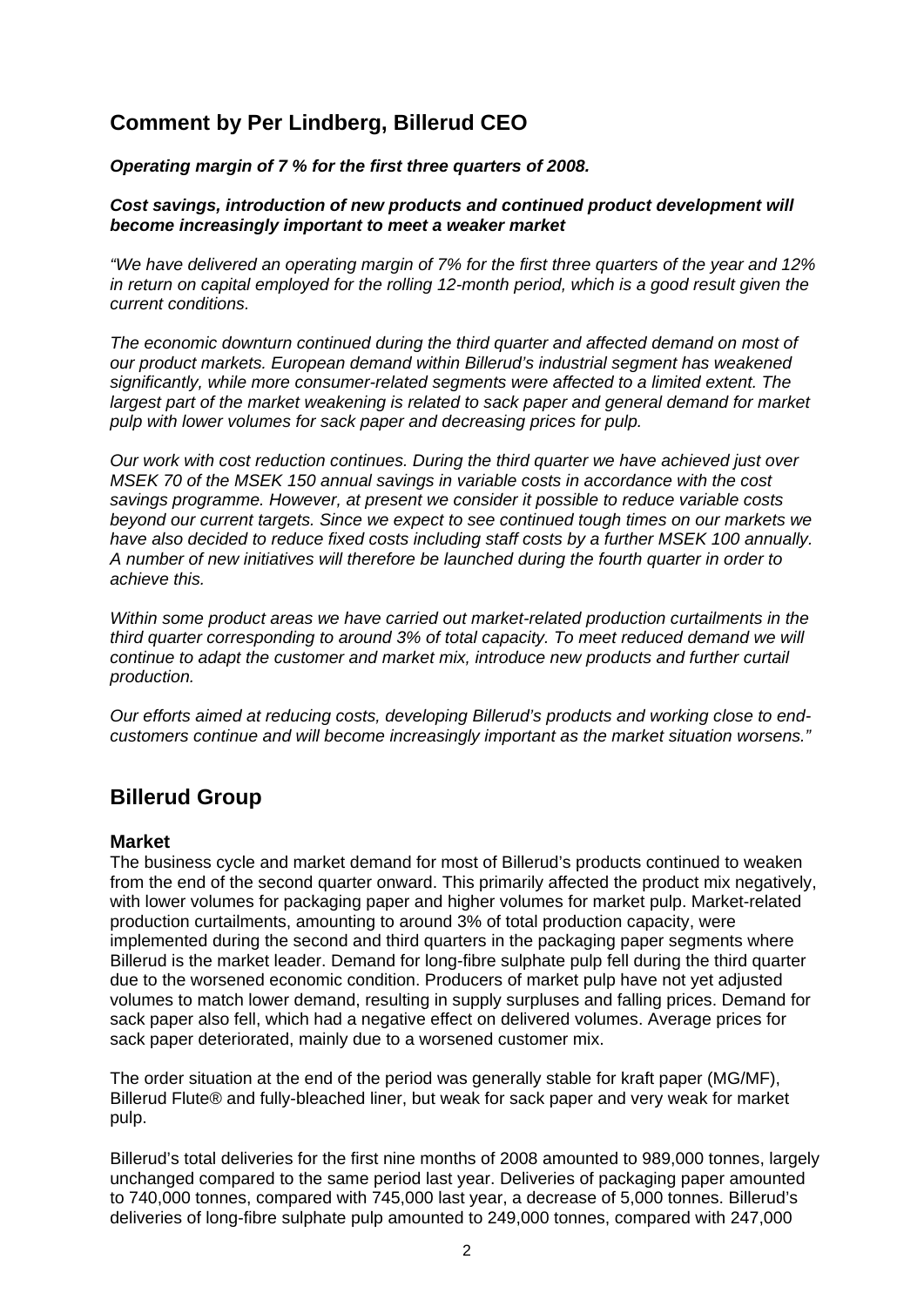## Comment by Per Lindberg, Billerud CEO

***Operating margin of 7 % for the first three quarters of 2008.***

***Cost savings, introduction of new products and continued product development will become increasingly important to meet a weaker market***

*"We have delivered an operating margin of 7% for the first three quarters of the year and 12% in return on capital employed for the rolling 12-month period, which is a good result given the current conditions.*

*The economic downturn continued during the third quarter and affected demand on most of our product markets. European demand within Billerud's industrial segment has weakened significantly, while more consumer-related segments were affected to a limited extent. The largest part of the market weakening is related to sack paper and general demand for market pulp with lower volumes for sack paper and decreasing prices for pulp.*

*Our work with cost reduction continues. During the third quarter we have achieved just over MSEK 70 of the MSEK 150 annual savings in variable costs in accordance with the cost savings programme. However, at present we consider it possible to reduce variable costs beyond our current targets. Since we expect to see continued tough times on our markets we have also decided to reduce fixed costs including staff costs by a further MSEK 100 annually. A number of new initiatives will therefore be launched during the fourth quarter in order to achieve this.*

*Within some product areas we have carried out market-related production curtailments in the third quarter corresponding to around 3% of total capacity. To meet reduced demand we will continue to adapt the customer and market mix, introduce new products and further curtail production.*

*Our efforts aimed at reducing costs, developing Billerud's products and working close to end-customers continue and will become increasingly important as the market situation worsens."*

## Billerud Group

### Market

The business cycle and market demand for most of Billerud's products continued to weaken from the end of the second quarter onward. This primarily affected the product mix negatively, with lower volumes for packaging paper and higher volumes for market pulp. Market-related production curtailments, amounting to around 3% of total production capacity, were implemented during the second and third quarters in the packaging paper segments where Billerud is the market leader. Demand for long-fibre sulphate pulp fell during the third quarter due to the worsened economic condition. Producers of market pulp have not yet adjusted volumes to match lower demand, resulting in supply surpluses and falling prices. Demand for sack paper also fell, which had a negative effect on delivered volumes. Average prices for sack paper deteriorated, mainly due to a worsened customer mix.

The order situation at the end of the period was generally stable for kraft paper (MG/MF), Billerud Flute® and fully-bleached liner, but weak for sack paper and very weak for market pulp.

Billerud's total deliveries for the first nine months of 2008 amounted to 989,000 tonnes, largely unchanged compared to the same period last year. Deliveries of packaging paper amounted to 740,000 tonnes, compared with 745,000 last year, a decrease of 5,000 tonnes. Billerud's deliveries of long-fibre sulphate pulp amounted to 249,000 tonnes, compared with 247,000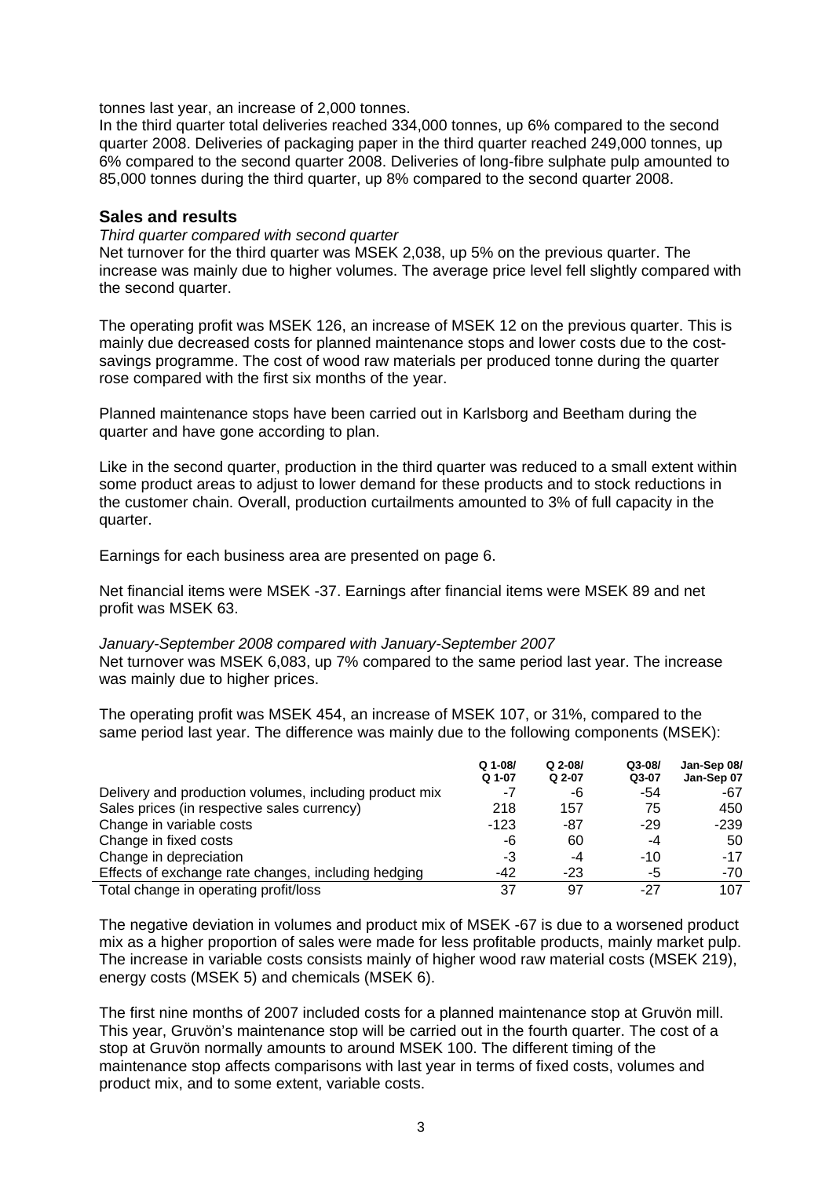tonnes last year, an increase of 2,000 tonnes.
In the third quarter total deliveries reached 334,000 tonnes, up 6% compared to the second quarter 2008. Deliveries of packaging paper in the third quarter reached 249,000 tonnes, up 6% compared to the second quarter 2008. Deliveries of long-fibre sulphate pulp amounted to 85,000 tonnes during the third quarter, up 8% compared to the second quarter 2008.

## Sales and results

*Third quarter compared with second quarter*

Net turnover for the third quarter was MSEK 2,038, up 5% on the previous quarter. The increase was mainly due to higher volumes. The average price level fell slightly compared with the second quarter.

The operating profit was MSEK 126, an increase of MSEK 12 on the previous quarter. This is mainly due decreased costs for planned maintenance stops and lower costs due to the cost-savings programme. The cost of wood raw materials per produced tonne during the quarter rose compared with the first six months of the year.

Planned maintenance stops have been carried out in Karlsborg and Beetham during the quarter and have gone according to plan.

Like in the second quarter, production in the third quarter was reduced to a small extent within some product areas to adjust to lower demand for these products and to stock reductions in the customer chain. Overall, production curtailments amounted to 3% of full capacity in the quarter.

Earnings for each business area are presented on page 6.

Net financial items were MSEK -37. Earnings after financial items were MSEK 89 and net profit was MSEK 63.

*January-September 2008 compared with January-September 2007*

Net turnover was MSEK 6,083, up 7% compared to the same period last year. The increase was mainly due to higher prices.

The operating profit was MSEK 454, an increase of MSEK 107, or 31%, compared to the same period last year. The difference was mainly due to the following components (MSEK):

| | Q 1-08/ Q 1-07 | Q 2-08/ Q 2-07 | Q3-08/ Q3-07 | Jan-Sep 08/ Jan-Sep 07 |
|---|---|---|---|---|
| Delivery and production volumes, including product mix | -7 | -6 | -54 | -67 |
| Sales prices (in respective sales currency) | 218 | 157 | 75 | 450 |
| Change in variable costs | -123 | -87 | -29 | -239 |
| Change in fixed costs | -6 | 60 | -4 | 50 |
| Change in depreciation | -3 | -4 | -10 | -17 |
| Effects of exchange rate changes, including hedging | -42 | -23 | -5 | -70 |
| Total change in operating profit/loss | 37 | 97 | -27 | 107 |

The negative deviation in volumes and product mix of MSEK -67 is due to a worsened product mix as a higher proportion of sales were made for less profitable products, mainly market pulp. The increase in variable costs consists mainly of higher wood raw material costs (MSEK 219), energy costs (MSEK 5) and chemicals (MSEK 6).

The first nine months of 2007 included costs for a planned maintenance stop at Gruvön mill. This year, Gruvön's maintenance stop will be carried out in the fourth quarter. The cost of a stop at Gruvön normally amounts to around MSEK 100. The different timing of the maintenance stop affects comparisons with last year in terms of fixed costs, volumes and product mix, and to some extent, variable costs.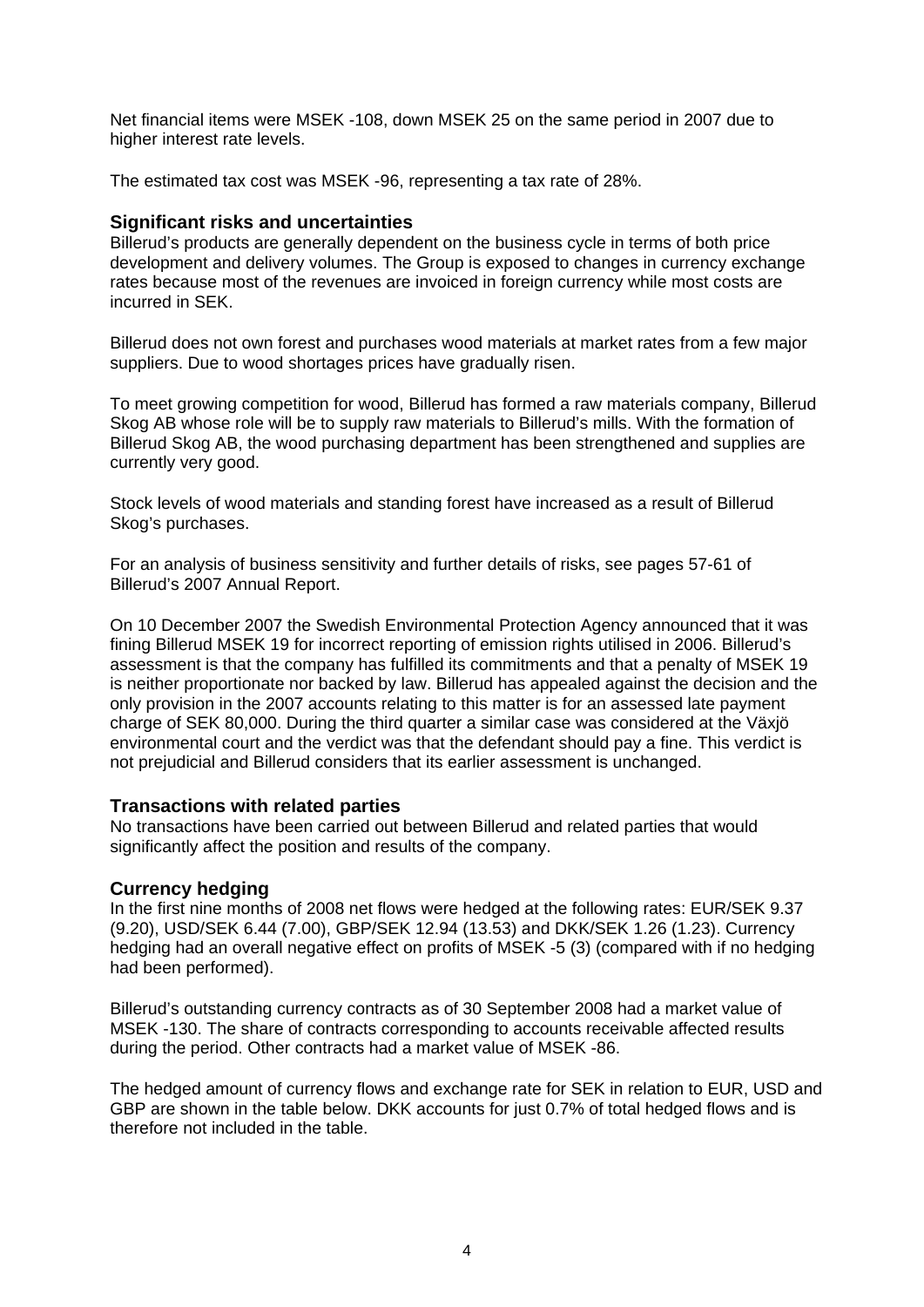Net financial items were MSEK -108, down MSEK 25 on the same period in 2007 due to higher interest rate levels.

The estimated tax cost was MSEK -96, representing a tax rate of 28%.

### Significant risks and uncertainties

Billerud's products are generally dependent on the business cycle in terms of both price development and delivery volumes. The Group is exposed to changes in currency exchange rates because most of the revenues are invoiced in foreign currency while most costs are incurred in SEK.

Billerud does not own forest and purchases wood materials at market rates from a few major suppliers. Due to wood shortages prices have gradually risen.

To meet growing competition for wood, Billerud has formed a raw materials company, Billerud Skog AB whose role will be to supply raw materials to Billerud's mills. With the formation of Billerud Skog AB, the wood purchasing department has been strengthened and supplies are currently very good.

Stock levels of wood materials and standing forest have increased as a result of Billerud Skog's purchases.

For an analysis of business sensitivity and further details of risks, see pages 57-61 of Billerud's 2007 Annual Report.

On 10 December 2007 the Swedish Environmental Protection Agency announced that it was fining Billerud MSEK 19 for incorrect reporting of emission rights utilised in 2006. Billerud's assessment is that the company has fulfilled its commitments and that a penalty of MSEK 19 is neither proportionate nor backed by law. Billerud has appealed against the decision and the only provision in the 2007 accounts relating to this matter is for an assessed late payment charge of SEK 80,000. During the third quarter a similar case was considered at the Växjö environmental court and the verdict was that the defendant should pay a fine. This verdict is not prejudicial and Billerud considers that its earlier assessment is unchanged.

### Transactions with related parties

No transactions have been carried out between Billerud and related parties that would significantly affect the position and results of the company.

### Currency hedging

In the first nine months of 2008 net flows were hedged at the following rates: EUR/SEK 9.37 (9.20), USD/SEK 6.44 (7.00), GBP/SEK 12.94 (13.53) and DKK/SEK 1.26 (1.23). Currency hedging had an overall negative effect on profits of MSEK -5 (3) (compared with if no hedging had been performed).

Billerud's outstanding currency contracts as of 30 September 2008 had a market value of MSEK -130. The share of contracts corresponding to accounts receivable affected results during the period. Other contracts had a market value of MSEK -86.

The hedged amount of currency flows and exchange rate for SEK in relation to EUR, USD and GBP are shown in the table below. DKK accounts for just 0.7% of total hedged flows and is therefore not included in the table.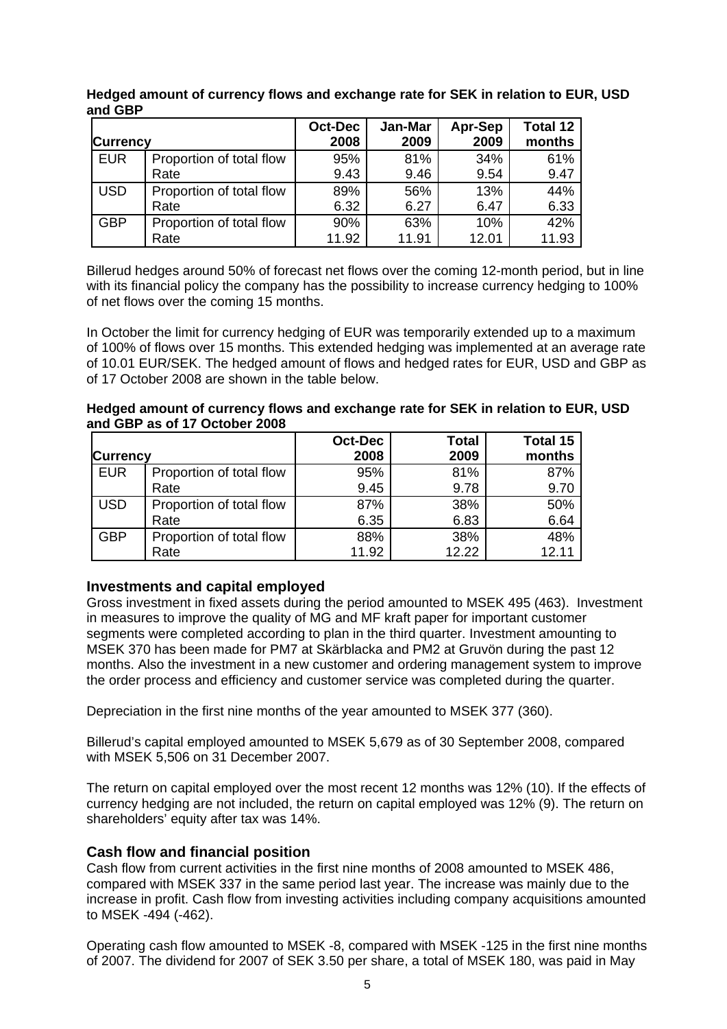**Hedged amount of currency flows and exchange rate for SEK in relation to EUR, USD and GBP**

| Currency | | Oct-Dec 2008 | Jan-Mar 2009 | Apr-Sep 2009 | Total 12 months |
|---|---|---|---|---|---|
| EUR | Proportion of total flow | 95% | 81% | 34% | 61% |
| | Rate | 9.43 | 9.46 | 9.54 | 9.47 |
| USD | Proportion of total flow | 89% | 56% | 13% | 44% |
| | Rate | 6.32 | 6.27 | 6.47 | 6.33 |
| GBP | Proportion of total flow | 90% | 63% | 10% | 42% |
| | Rate | 11.92 | 11.91 | 12.01 | 11.93 |

Billerud hedges around 50% of forecast net flows over the coming 12-month period, but in line with its financial policy the company has the possibility to increase currency hedging to 100% of net flows over the coming 15 months.

In October the limit for currency hedging of EUR was temporarily extended up to a maximum of 100% of flows over 15 months. This extended hedging was implemented at an average rate of 10.01 EUR/SEK. The hedged amount of flows and hedged rates for EUR, USD and GBP as of 17 October 2008 are shown in the table below.

**Hedged amount of currency flows and exchange rate for SEK in relation to EUR, USD and GBP as of 17 October 2008**

| Currency | | Oct-Dec 2008 | Total 2009 | Total 15 months |
|---|---|---|---|---|
| EUR | Proportion of total flow | 95% | 81% | 87% |
| | Rate | 9.45 | 9.78 | 9.70 |
| USD | Proportion of total flow | 87% | 38% | 50% |
| | Rate | 6.35 | 6.83 | 6.64 |
| GBP | Proportion of total flow | 88% | 38% | 48% |
| | Rate | 11.92 | 12.22 | 12.11 |

## Investments and capital employed

Gross investment in fixed assets during the period amounted to MSEK 495 (463). Investment in measures to improve the quality of MG and MF kraft paper for important customer segments were completed according to plan in the third quarter. Investment amounting to MSEK 370 has been made for PM7 at Skärblacka and PM2 at Gruvön during the past 12 months. Also the investment in a new customer and ordering management system to improve the order process and efficiency and customer service was completed during the quarter.

Depreciation in the first nine months of the year amounted to MSEK 377 (360).

Billerud's capital employed amounted to MSEK 5,679 as of 30 September 2008, compared with MSEK 5,506 on 31 December 2007.

The return on capital employed over the most recent 12 months was 12% (10). If the effects of currency hedging are not included, the return on capital employed was 12% (9). The return on shareholders' equity after tax was 14%.

## Cash flow and financial position

Cash flow from current activities in the first nine months of 2008 amounted to MSEK 486, compared with MSEK 337 in the same period last year. The increase was mainly due to the increase in profit. Cash flow from investing activities including company acquisitions amounted to MSEK -494 (-462).

Operating cash flow amounted to MSEK -8, compared with MSEK -125 in the first nine months of 2007. The dividend for 2007 of SEK 3.50 per share, a total of MSEK 180, was paid in May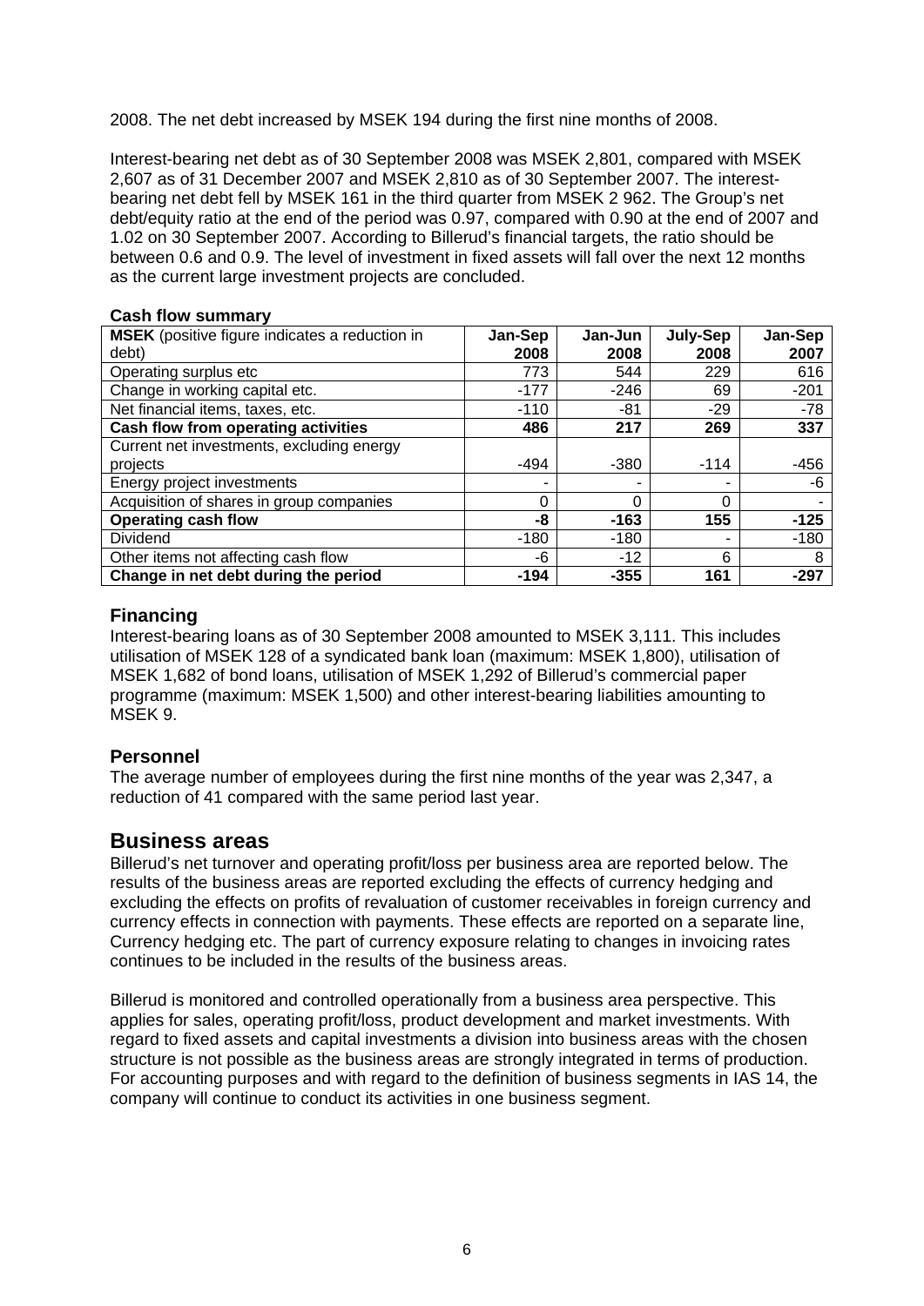2008. The net debt increased by MSEK 194 during the first nine months of 2008.

Interest-bearing net debt as of 30 September 2008 was MSEK 2,801, compared with MSEK 2,607 as of 31 December 2007 and MSEK 2,810 as of 30 September 2007. The interest-bearing net debt fell by MSEK 161 in the third quarter from MSEK 2 962. The Group's net debt/equity ratio at the end of the period was 0.97, compared with 0.90 at the end of 2007 and 1.02 on 30 September 2007. According to Billerud's financial targets, the ratio should be between 0.6 and 0.9. The level of investment in fixed assets will fall over the next 12 months as the current large investment projects are concluded.

**Cash flow summary**

| **MSEK** (positive figure indicates a reduction in debt) | **Jan-Sep 2008** | **Jan-Jun 2008** | **July-Sep 2008** | **Jan-Sep 2007** |
|---|---|---|---|---|
| Operating surplus etc | 773 | 544 | 229 | 616 |
| Change in working capital etc. | -177 | -246 | 69 | -201 |
| Net financial items, taxes, etc. | -110 | -81 | -29 | -78 |
| **Cash flow from operating activities** | **486** | **217** | **269** | **337** |
| Current net investments, excluding energy projects | -494 | -380 | -114 | -456 |
| Energy project investments | - | - | - | -6 |
| Acquisition of shares in group companies | 0 | 0 | 0 | - |
| **Operating cash flow** | **-8** | **-163** | **155** | **-125** |
| Dividend | -180 | -180 | - | -180 |
| Other items not affecting cash flow | -6 | -12 | 6 | 8 |
| **Change in net debt during the period** | **-194** | **-355** | **161** | **-297** |

### Financing

Interest-bearing loans as of 30 September 2008 amounted to MSEK 3,111. This includes utilisation of MSEK 128 of a syndicated bank loan (maximum: MSEK 1,800), utilisation of MSEK 1,682 of bond loans, utilisation of MSEK 1,292 of Billerud's commercial paper programme (maximum: MSEK 1,500) and other interest-bearing liabilities amounting to MSEK 9.

### Personnel

The average number of employees during the first nine months of the year was 2,347, a reduction of 41 compared with the same period last year.

## Business areas

Billerud's net turnover and operating profit/loss per business area are reported below. The results of the business areas are reported excluding the effects of currency hedging and excluding the effects on profits of revaluation of customer receivables in foreign currency and currency effects in connection with payments. These effects are reported on a separate line, Currency hedging etc. The part of currency exposure relating to changes in invoicing rates continues to be included in the results of the business areas.

Billerud is monitored and controlled operationally from a business area perspective. This applies for sales, operating profit/loss, product development and market investments. With regard to fixed assets and capital investments a division into business areas with the chosen structure is not possible as the business areas are strongly integrated in terms of production. For accounting purposes and with regard to the definition of business segments in IAS 14, the company will continue to conduct its activities in one business segment.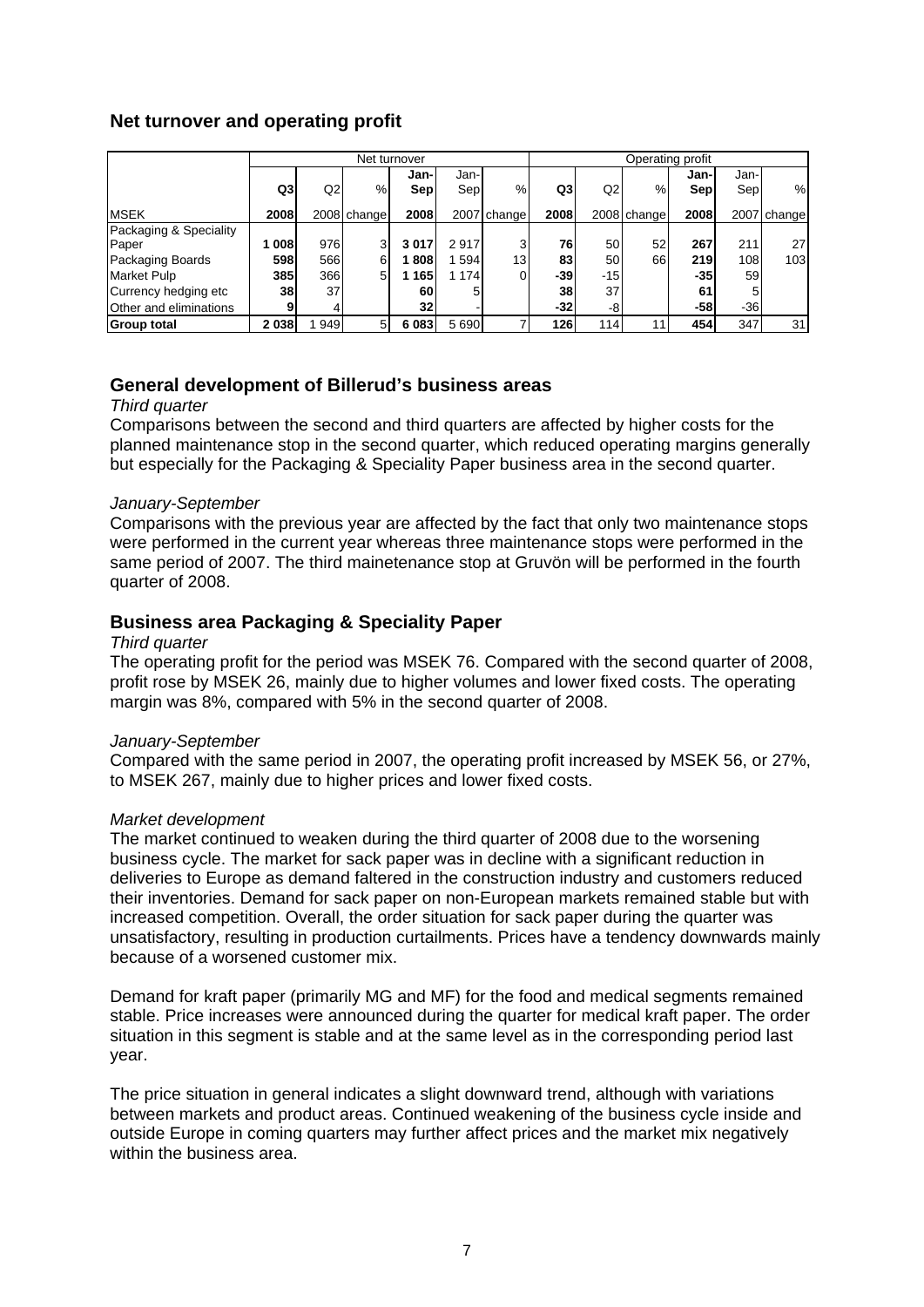## Net turnover and operating profit

| | Net turnover | | | | | | Operating profit | | | | | |
|---|---|---|---|---|---|---|---|---|---|---|---|---|
| | **Q3** | Q2 | % | **Jan-Sep** | Jan-Sep | % | **Q3** | Q2 | % | **Jan-Sep** | Jan-Sep | % |
| MSEK | **2008** | 2008 | change | **2008** | 2007 | change | **2008** | 2008 | change | **2008** | 2007 | change |
| Packaging & Speciality Paper | **1 008** | 976 | 3 | **3 017** | 2 917 | 3 | **76** | 50 | 52 | **267** | 211 | 27 |
| Packaging Boards | **598** | 566 | 6 | **1 808** | 1 594 | 13 | **83** | 50 | 66 | **219** | 108 | 103 |
| Market Pulp | **385** | 366 | 5 | **1 165** | 1 174 | 0 | **-39** | -15 | | **-35** | 59 | |
| Currency hedging etc | **38** | 37 | | **60** | 5 | | **38** | 37 | | **61** | 5 | |
| Other and eliminations | **9** | 4 | | **32** | - | | **-32** | -8 | | **-58** | -36 | |
| **Group total** | **2 038** | 1 949 | 5 | **6 083** | 5 690 | 7 | **126** | 114 | 11 | **454** | 347 | 31 |

## General development of Billerud's business areas

*Third quarter*

Comparisons between the second and third quarters are affected by higher costs for the planned maintenance stop in the second quarter, which reduced operating margins generally but especially for the Packaging & Speciality Paper business area in the second quarter.

*January-September*

Comparisons with the previous year are affected by the fact that only two maintenance stops were performed in the current year whereas three maintenance stops were performed in the same period of 2007. The third mainetenance stop at Gruvön will be performed in the fourth quarter of 2008.

## Business area Packaging & Speciality Paper

*Third quarter*

The operating profit for the period was MSEK 76. Compared with the second quarter of 2008, profit rose by MSEK 26, mainly due to higher volumes and lower fixed costs. The operating margin was 8%, compared with 5% in the second quarter of 2008.

*January-September*

Compared with the same period in 2007, the operating profit increased by MSEK 56, or 27%, to MSEK 267, mainly due to higher prices and lower fixed costs.

*Market development*

The market continued to weaken during the third quarter of 2008 due to the worsening business cycle. The market for sack paper was in decline with a significant reduction in deliveries to Europe as demand faltered in the construction industry and customers reduced their inventories. Demand for sack paper on non-European markets remained stable but with increased competition. Overall, the order situation for sack paper during the quarter was unsatisfactory, resulting in production curtailments. Prices have a tendency downwards mainly because of a worsened customer mix.

Demand for kraft paper (primarily MG and MF) for the food and medical segments remained stable. Price increases were announced during the quarter for medical kraft paper. The order situation in this segment is stable and at the same level as in the corresponding period last year.

The price situation in general indicates a slight downward trend, although with variations between markets and product areas. Continued weakening of the business cycle inside and outside Europe in coming quarters may further affect prices and the market mix negatively within the business area.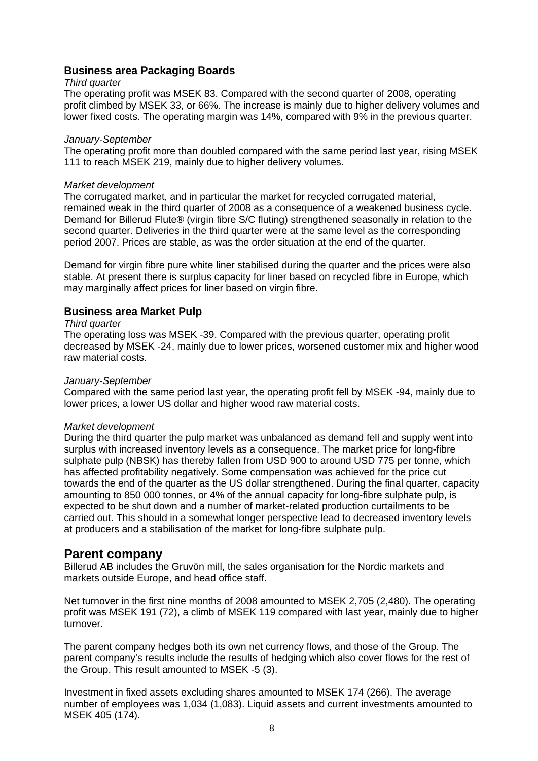### Business area Packaging Boards

*Third quarter*

The operating profit was MSEK 83. Compared with the second quarter of 2008, operating profit climbed by MSEK 33, or 66%. The increase is mainly due to higher delivery volumes and lower fixed costs. The operating margin was 14%, compared with 9% in the previous quarter.

*January-September*

The operating profit more than doubled compared with the same period last year, rising MSEK 111 to reach MSEK 219, mainly due to higher delivery volumes.

*Market development*

The corrugated market, and in particular the market for recycled corrugated material, remained weak in the third quarter of 2008 as a consequence of a weakened business cycle. Demand for Billerud Flute® (virgin fibre S/C fluting) strengthened seasonally in relation to the second quarter. Deliveries in the third quarter were at the same level as the corresponding period 2007. Prices are stable, as was the order situation at the end of the quarter.

Demand for virgin fibre pure white liner stabilised during the quarter and the prices were also stable. At present there is surplus capacity for liner based on recycled fibre in Europe, which may marginally affect prices for liner based on virgin fibre.

### Business area Market Pulp

*Third quarter*

The operating loss was MSEK -39. Compared with the previous quarter, operating profit decreased by MSEK -24, mainly due to lower prices, worsened customer mix and higher wood raw material costs.

*January-September*

Compared with the same period last year, the operating profit fell by MSEK -94, mainly due to lower prices, a lower US dollar and higher wood raw material costs.

*Market development*

During the third quarter the pulp market was unbalanced as demand fell and supply went into surplus with increased inventory levels as a consequence. The market price for long-fibre sulphate pulp (NBSK) has thereby fallen from USD 900 to around USD 775 per tonne, which has affected profitability negatively. Some compensation was achieved for the price cut towards the end of the quarter as the US dollar strengthened. During the final quarter, capacity amounting to 850 000 tonnes, or 4% of the annual capacity for long-fibre sulphate pulp, is expected to be shut down and a number of market-related production curtailments to be carried out. This should in a somewhat longer perspective lead to decreased inventory levels at producers and a stabilisation of the market for long-fibre sulphate pulp.

## Parent company

Billerud AB includes the Gruvön mill, the sales organisation for the Nordic markets and markets outside Europe, and head office staff.

Net turnover in the first nine months of 2008 amounted to MSEK 2,705 (2,480). The operating profit was MSEK 191 (72), a climb of MSEK 119 compared with last year, mainly due to higher turnover.

The parent company hedges both its own net currency flows, and those of the Group. The parent company's results include the results of hedging which also cover flows for the rest of the Group. This result amounted to MSEK -5 (3).

Investment in fixed assets excluding shares amounted to MSEK 174 (266). The average number of employees was 1,034 (1,083). Liquid assets and current investments amounted to MSEK 405 (174).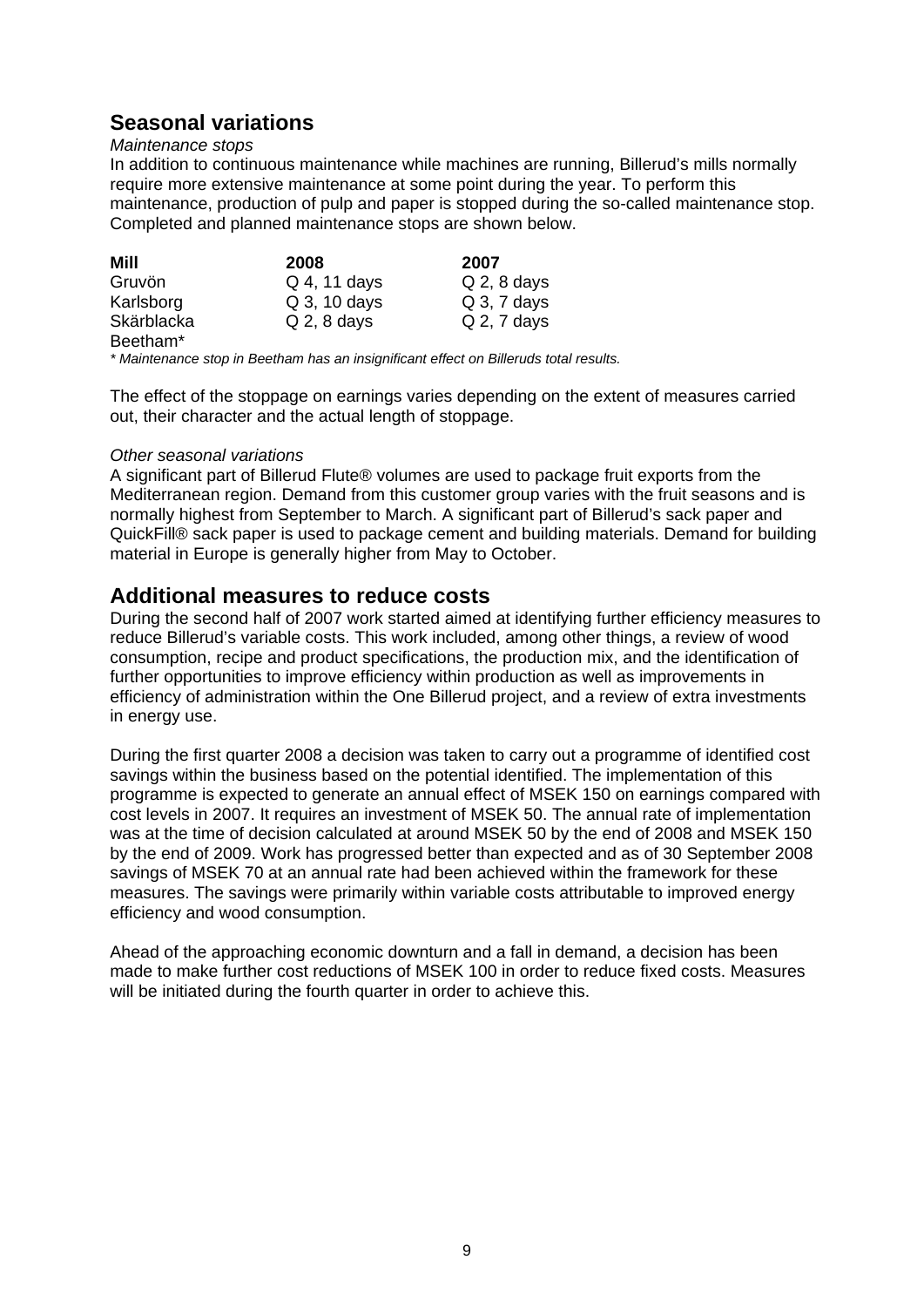## Seasonal variations

*Maintenance stops*

In addition to continuous maintenance while machines are running, Billerud's mills normally require more extensive maintenance at some point during the year. To perform this maintenance, production of pulp and paper is stopped during the so-called maintenance stop. Completed and planned maintenance stops are shown below.

| Mill | 2008 | 2007 |
|---|---|---|
| Gruvön | Q 4, 11 days | Q 2, 8 days |
| Karlsborg | Q 3, 10 days | Q 3, 7 days |
| Skärblacka | Q 2, 8 days | Q 2, 7 days |
| Beetham* | | |

*\* Maintenance stop in Beetham has an insignificant effect on Billeruds total results.*

The effect of the stoppage on earnings varies depending on the extent of measures carried out, their character and the actual length of stoppage.

*Other seasonal variations*

A significant part of Billerud Flute® volumes are used to package fruit exports from the Mediterranean region. Demand from this customer group varies with the fruit seasons and is normally highest from September to March. A significant part of Billerud's sack paper and QuickFill® sack paper is used to package cement and building materials. Demand for building material in Europe is generally higher from May to October.

## Additional measures to reduce costs

During the second half of 2007 work started aimed at identifying further efficiency measures to reduce Billerud's variable costs. This work included, among other things, a review of wood consumption, recipe and product specifications, the production mix, and the identification of further opportunities to improve efficiency within production as well as improvements in efficiency of administration within the One Billerud project, and a review of extra investments in energy use.

During the first quarter 2008 a decision was taken to carry out a programme of identified cost savings within the business based on the potential identified. The implementation of this programme is expected to generate an annual effect of MSEK 150 on earnings compared with cost levels in 2007. It requires an investment of MSEK 50. The annual rate of implementation was at the time of decision calculated at around MSEK 50 by the end of 2008 and MSEK 150 by the end of 2009. Work has progressed better than expected and as of 30 September 2008 savings of MSEK 70 at an annual rate had been achieved within the framework for these measures. The savings were primarily within variable costs attributable to improved energy efficiency and wood consumption.

Ahead of the approaching economic downturn and a fall in demand, a decision has been made to make further cost reductions of MSEK 100 in order to reduce fixed costs. Measures will be initiated during the fourth quarter in order to achieve this.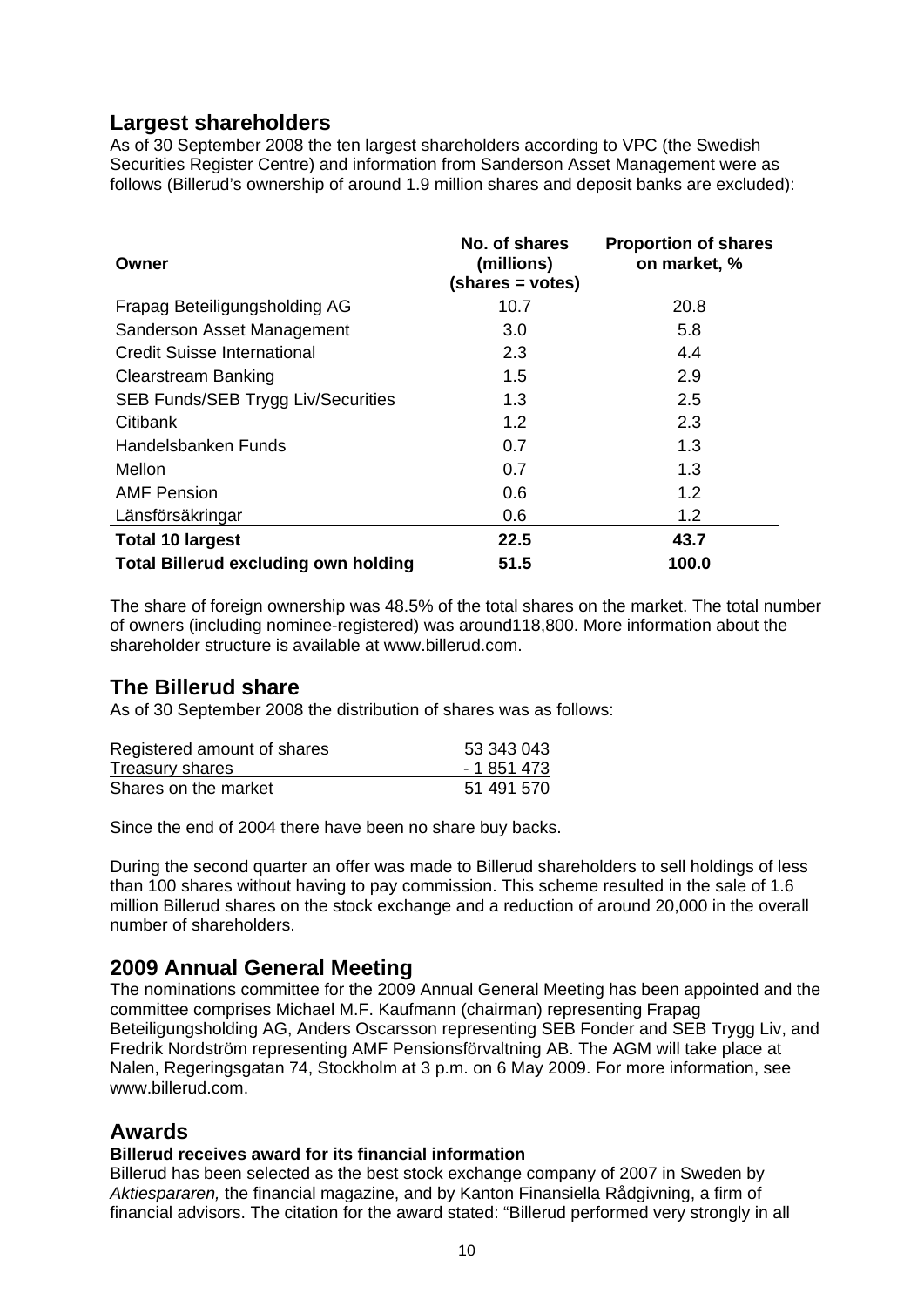## Largest shareholders

As of 30 September 2008 the ten largest shareholders according to VPC (the Swedish Securities Register Centre) and information from Sanderson Asset Management were as follows (Billerud's ownership of around 1.9 million shares and deposit banks are excluded):

| Owner | No. of shares (millions) (shares = votes) | Proportion of shares on market, % |
|---|---|---|
| Frapag Beteiligungsholding AG | 10.7 | 20.8 |
| Sanderson Asset Management | 3.0 | 5.8 |
| Credit Suisse International | 2.3 | 4.4 |
| Clearstream Banking | 1.5 | 2.9 |
| SEB Funds/SEB Trygg Liv/Securities | 1.3 | 2.5 |
| Citibank | 1.2 | 2.3 |
| Handelsbanken Funds | 0.7 | 1.3 |
| Mellon | 0.7 | 1.3 |
| AMF Pension | 0.6 | 1.2 |
| Länsförsäkringar | 0.6 | 1.2 |
| **Total 10 largest** | **22.5** | **43.7** |
| **Total Billerud excluding own holding** | **51.5** | **100.0** |

The share of foreign ownership was 48.5% of the total shares on the market. The total number of owners (including nominee-registered) was around118,800. More information about the shareholder structure is available at www.billerud.com.

## The Billerud share

As of 30 September 2008 the distribution of shares was as follows:

| | |
|---|---|
| Registered amount of shares | 53 343 043 |
| Treasury shares | - 1 851 473 |
| Shares on the market | 51 491 570 |

Since the end of 2004 there have been no share buy backs.

During the second quarter an offer was made to Billerud shareholders to sell holdings of less than 100 shares without having to pay commission. This scheme resulted in the sale of 1.6 million Billerud shares on the stock exchange and a reduction of around 20,000 in the overall number of shareholders.

## 2009 Annual General Meeting

The nominations committee for the 2009 Annual General Meeting has been appointed and the committee comprises Michael M.F. Kaufmann (chairman) representing Frapag Beteiligungsholding AG, Anders Oscarsson representing SEB Fonder and SEB Trygg Liv, and Fredrik Nordström representing AMF Pensionsförvaltning AB. The AGM will take place at Nalen, Regeringsgatan 74, Stockholm at 3 p.m. on 6 May 2009. For more information, see www.billerud.com.

## Awards

**Billerud receives award for its financial information**

Billerud has been selected as the best stock exchange company of 2007 in Sweden by *Aktiespararen,* the financial magazine, and by Kanton Finansiella Rådgivning, a firm of financial advisors. The citation for the award stated: "Billerud performed very strongly in all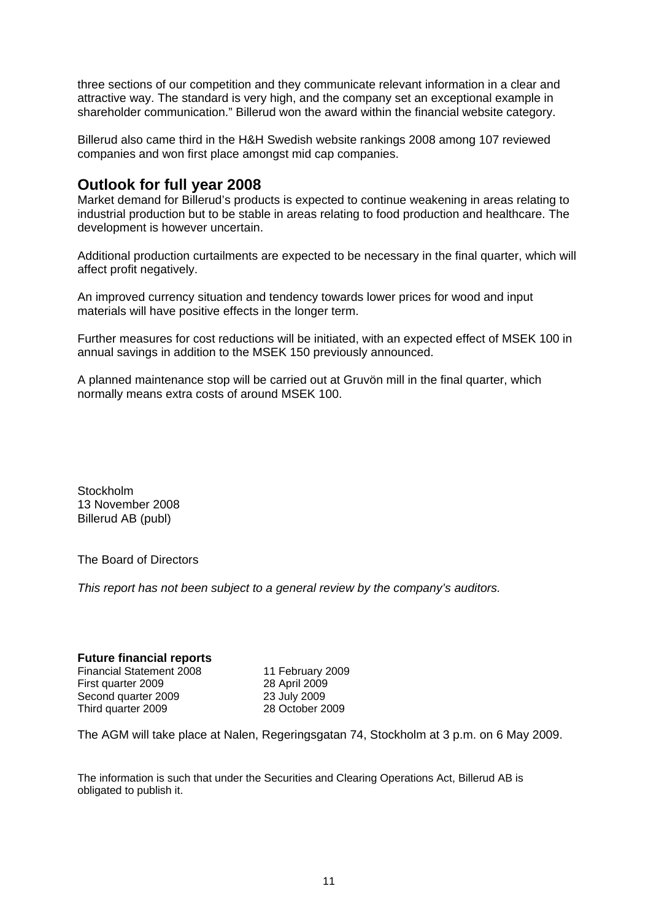three sections of our competition and they communicate relevant information in a clear and attractive way. The standard is very high, and the company set an exceptional example in shareholder communication." Billerud won the award within the financial website category.

Billerud also came third in the H&H Swedish website rankings 2008 among 107 reviewed companies and won first place amongst mid cap companies.

## Outlook for full year 2008

Market demand for Billerud's products is expected to continue weakening in areas relating to industrial production but to be stable in areas relating to food production and healthcare. The development is however uncertain.

Additional production curtailments are expected to be necessary in the final quarter, which will affect profit negatively.

An improved currency situation and tendency towards lower prices for wood and input materials will have positive effects in the longer term.

Further measures for cost reductions will be initiated, with an expected effect of MSEK 100 in annual savings in addition to the MSEK 150 previously announced.

A planned maintenance stop will be carried out at Gruvön mill in the final quarter, which normally means extra costs of around MSEK 100.

Stockholm
13 November 2008
Billerud AB (publ)

The Board of Directors

*This report has not been subject to a general review by the company's auditors.*

**Future financial reports**

| | |
|---|---|
| Financial Statement 2008 | 11 February 2009 |
| First quarter 2009 | 28 April 2009 |
| Second quarter 2009 | 23 July 2009 |
| Third quarter 2009 | 28 October 2009 |

The AGM will take place at Nalen, Regeringsgatan 74, Stockholm at 3 p.m. on 6 May 2009.

The information is such that under the Securities and Clearing Operations Act, Billerud AB is obligated to publish it.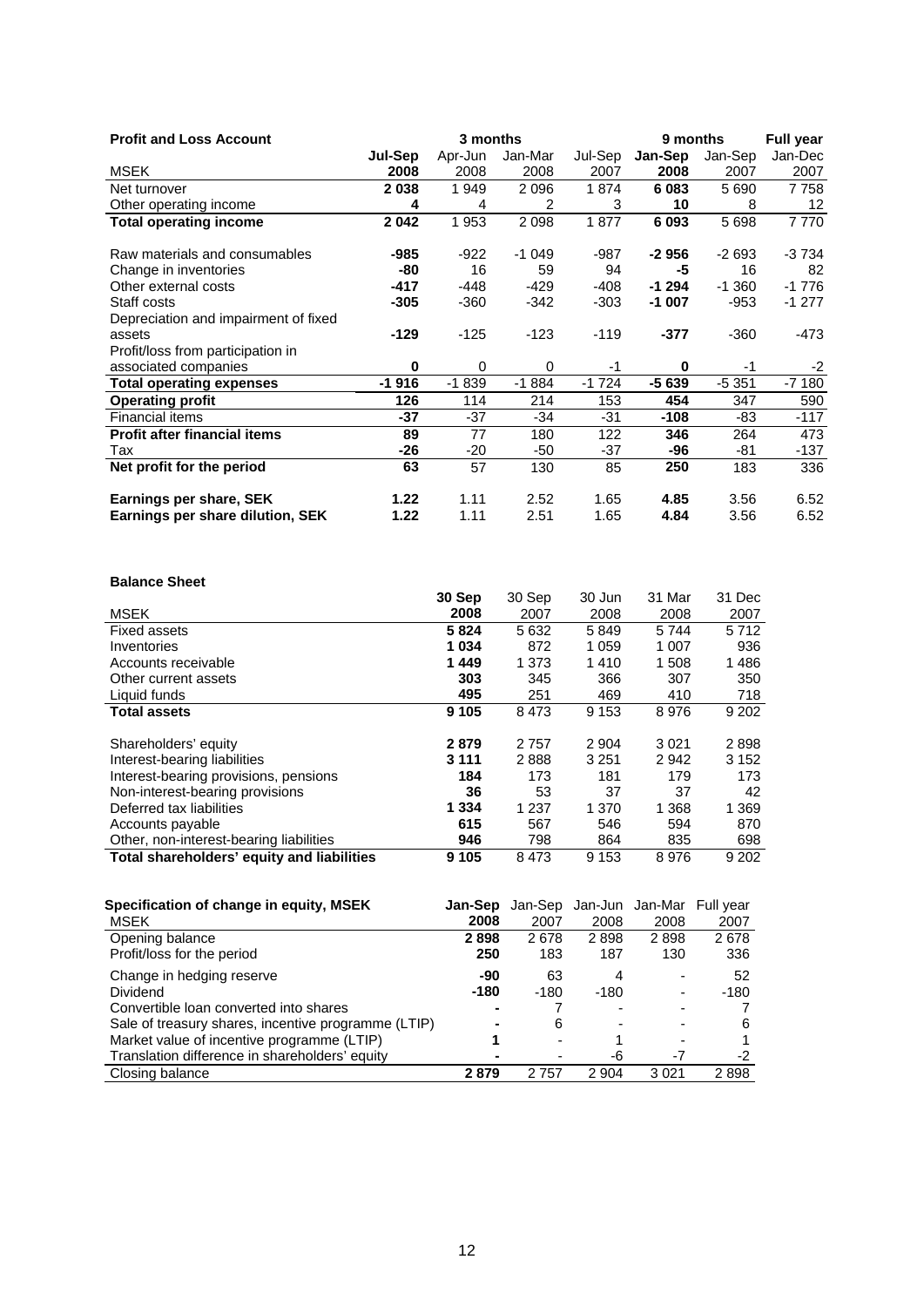| **Profit and Loss Account** | **3 months** | | | | **9 months** | | **Full year** |
|---|---|---|---|---|---|---|---|
| MSEK | **Jul-Sep 2008** | Apr-Jun 2008 | Jan-Mar 2008 | Jul-Sep 2007 | **Jan-Sep 2008** | Jan-Sep 2007 | Jan-Dec 2007 |
| Net turnover | **2 038** | 1 949 | 2 096 | 1 874 | **6 083** | 5 690 | 7 758 |
| Other operating income | **4** | 4 | 2 | 3 | **10** | 8 | 12 |
| **Total operating income** | **2 042** | 1 953 | 2 098 | 1 877 | **6 093** | 5 698 | 7 770 |
| Raw materials and consumables | **-985** | -922 | -1 049 | -987 | **-2 956** | -2 693 | -3 734 |
| Change in inventories | **-80** | 16 | 59 | 94 | **-5** | 16 | 82 |
| Other external costs | **-417** | -448 | -429 | -408 | **-1 294** | -1 360 | -1 776 |
| Staff costs | **-305** | -360 | -342 | -303 | **-1 007** | -953 | -1 277 |
| Depreciation and impairment of fixed assets | **-129** | -125 | -123 | -119 | **-377** | -360 | -473 |
| Profit/loss from participation in associated companies | **0** | 0 | 0 | -1 | **0** | -1 | -2 |
| **Total operating expenses** | **-1 916** | -1 839 | -1 884 | -1 724 | **-5 639** | -5 351 | -7 180 |
| **Operating profit** | **126** | 114 | 214 | 153 | **454** | 347 | 590 |
| Financial items | **-37** | -37 | -34 | -31 | **-108** | -83 | -117 |
| **Profit after financial items** | **89** | 77 | 180 | 122 | **346** | 264 | 473 |
| Tax | **-26** | -20 | -50 | -37 | **-96** | -81 | -137 |
| **Net profit for the period** | **63** | 57 | 130 | 85 | **250** | 183 | 336 |
| **Earnings per share, SEK** | **1.22** | 1.11 | 2.52 | 1.65 | **4.85** | 3.56 | 6.52 |
| **Earnings per share dilution, SEK** | **1.22** | 1.11 | 2.51 | 1.65 | **4.84** | 3.56 | 6.52 |

**Balance Sheet**

| MSEK | **30 Sep 2008** | 30 Sep 2007 | 30 Jun 2008 | 31 Mar 2008 | 31 Dec 2007 |
|---|---|---|---|---|---|
| Fixed assets | **5 824** | 5 632 | 5 849 | 5 744 | 5 712 |
| Inventories | **1 034** | 872 | 1 059 | 1 007 | 936 |
| Accounts receivable | **1 449** | 1 373 | 1 410 | 1 508 | 1 486 |
| Other current assets | **303** | 345 | 366 | 307 | 350 |
| Liquid funds | **495** | 251 | 469 | 410 | 718 |
| **Total assets** | **9 105** | 8 473 | 9 153 | 8 976 | 9 202 |
| Shareholders' equity | **2 879** | 2 757 | 2 904 | 3 021 | 2 898 |
| Interest-bearing liabilities | **3 111** | 2 888 | 3 251 | 2 942 | 3 152 |
| Interest-bearing provisions, pensions | **184** | 173 | 181 | 179 | 173 |
| Non-interest-bearing provisions | **36** | 53 | 37 | 37 | 42 |
| Deferred tax liabilities | **1 334** | 1 237 | 1 370 | 1 368 | 1 369 |
| Accounts payable | **615** | 567 | 546 | 594 | 870 |
| Other, non-interest-bearing liabilities | **946** | 798 | 864 | 835 | 698 |
| **Total shareholders' equity and liabilities** | **9 105** | 8 473 | 9 153 | 8 976 | 9 202 |

| **Specification of change in equity, MSEK** | **Jan-Sep** | Jan-Sep | Jan-Jun | Jan-Mar | Full year |
|---|---|---|---|---|---|
| MSEK | **2008** | 2007 | 2008 | 2008 | 2007 |
| Opening balance | **2 898** | 2 678 | 2 898 | 2 898 | 2 678 |
| Profit/loss for the period | **250** | 183 | 187 | 130 | 336 |
| Change in hedging reserve | **-90** | 63 | 4 | - | 52 |
| Dividend | **-180** | -180 | -180 | - | -180 |
| Convertible loan converted into shares | **-** | 7 | - | - | 7 |
| Sale of treasury shares, incentive programme (LTIP) | **-** | 6 | - | - | 6 |
| Market value of incentive programme (LTIP) | **1** | - | 1 | - | 1 |
| Translation difference in shareholders' equity | **-** | - | -6 | -7 | -2 |
| Closing balance | **2 879** | 2 757 | 2 904 | 3 021 | 2 898 |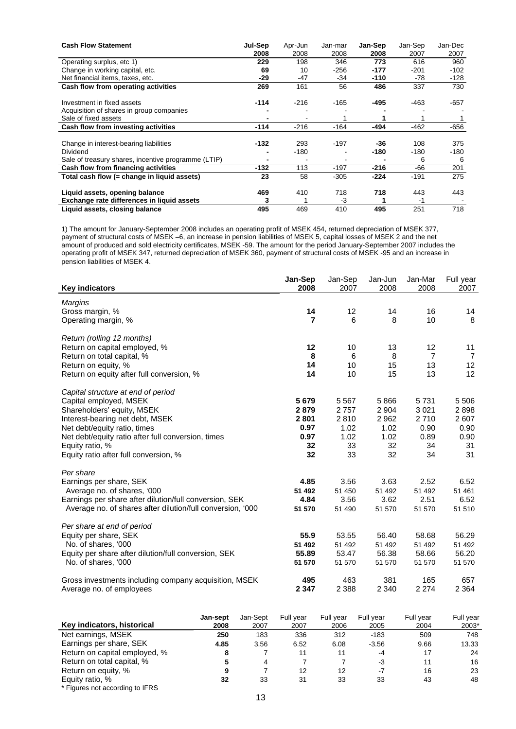| **Cash Flow Statement** | **Jul-Sep 2008** | Apr-Jun 2008 | Jan-mar 2008 | **Jan-Sep 2008** | Jan-Sep 2007 | Jan-Dec 2007 |
|---|---|---|---|---|---|---|
| Operating surplus, etc 1) | **229** | 198 | 346 | **773** | 616 | 960 |
| Change in working capital, etc. | **69** | 10 | -256 | **-177** | -201 | -102 |
| Net financial items, taxes, etc. | **-29** | -47 | -34 | **-110** | -78 | -128 |
| **Cash flow from operating activities** | **269** | 161 | 56 | **486** | 337 | 730 |
| | | | | | | |
| Investment in fixed assets | **-114** | -216 | -165 | **-495** | -463 | -657 |
| Acquisition of shares in group companies | **-** | - | - | **-** | - | - |
| Sale of fixed assets | **-** | - | 1 | **1** | 1 | 1 |
| **Cash flow from investing activities** | **-114** | -216 | -164 | **-494** | -462 | -656 |
| | | | | | | |
| Change in interest-bearing liabilities | **-132** | 293 | -197 | **-36** | 108 | 375 |
| Dividend | **-** | -180 | - | **-180** | -180 | -180 |
| Sale of treasury shares, incentive programme (LTIP) | **-** | - | - | **-** | 6 | 6 |
| **Cash flow from financing activities** | **-132** | 113 | -197 | **-216** | -66 | 201 |
| **Total cash flow (= change in liquid assets)** | **23** | 58 | -305 | **-224** | -191 | 275 |
| | | | | | | |
| **Liquid assets, opening balance** | **469** | 410 | 718 | **718** | 443 | 443 |
| **Exchange rate differences in liquid assets** | **3** | 1 | -3 | **1** | -1 | - |
| **Liquid assets, closing balance** | **495** | 469 | 410 | **495** | 251 | 718 |

1) The amount for January-September 2008 includes an operating profit of MSEK 454, returned depreciation of MSEK 377, payment of structural costs of MSEK –6, an increase in pension liabilities of MSEK 5, capital losses of MSEK 2 and the net amount of produced and sold electricity certificates, MSEK -59. The amount for the period January-September 2007 includes the operating profit of MSEK 347, returned depreciation of MSEK 360, payment of structural costs of MSEK -95 and an increase in pension liabilities of MSEK 4.

| **Key indicators** | **Jan-Sep 2008** | Jan-Sep 2007 | Jan-Jun 2008 | Jan-Mar 2008 | Full year 2007 |
|---|---|---|---|---|---|
| *Margins* | | | | | |
| Gross margin, % | **14** | 12 | 14 | 16 | 14 |
| Operating margin, % | **7** | 6 | 8 | 10 | 8 |
| *Return (rolling 12 months)* | | | | | |
| Return on capital employed, % | **12** | 10 | 13 | 12 | 11 |
| Return on total capital, % | **8** | 6 | 8 | 7 | 7 |
| Return on equity, % | **14** | 10 | 15 | 13 | 12 |
| Return on equity after full conversion, % | **14** | 10 | 15 | 13 | 12 |
| *Capital structure at end of period* | | | | | |
| Capital employed, MSEK | **5 679** | 5 567 | 5 866 | 5 731 | 5 506 |
| Shareholders' equity, MSEK | **2 879** | 2 757 | 2 904 | 3 021 | 2 898 |
| Interest-bearing net debt, MSEK | **2 801** | 2 810 | 2 962 | 2 710 | 2 607 |
| Net debt/equity ratio, times | **0.97** | 1.02 | 1.02 | 0.90 | 0.90 |
| Net debt/equity ratio after full conversion, times | **0.97** | 1.02 | 1.02 | 0.89 | 0.90 |
| Equity ratio, % | **32** | 33 | 32 | 34 | 31 |
| Equity ratio after full conversion, % | **32** | 33 | 32 | 34 | 31 |
| *Per share* | | | | | |
| Earnings per share, SEK | **4.85** | 3.56 | 3.63 | 2.52 | 6.52 |
| Average no. of shares, '000 | **51 492** | 51 450 | 51 492 | 51 492 | 51 461 |
| Earnings per share after dilution/full conversion, SEK | **4.84** | 3.56 | 3.62 | 2.51 | 6.52 |
| Average no. of shares after dilution/full conversion, '000 | **51 570** | 51 490 | 51 570 | 51 570 | 51 510 |
| *Per share at end of period* | | | | | |
| Equity per share, SEK | **55.9** | 53.55 | 56.40 | 58.68 | 56.29 |
| No. of shares, '000 | **51 492** | 51 492 | 51 492 | 51 492 | 51 492 |
| Equity per share after dilution/full conversion, SEK | **55.89** | 53.47 | 56.38 | 58.66 | 56.20 |
| No. of shares, '000 | **51 570** | 51 570 | 51 570 | 51 570 | 51 570 |
| Gross investments including company acquisition, MSEK | **495** | 463 | 381 | 165 | 657 |
| Average no. of employees | **2 347** | 2 388 | 2 340 | 2 274 | 2 364 |

| **Key indicators, historical** | **Jan-sept 2008** | Jan-Sept 2007 | Full year 2007 | Full year 2006 | Full year 2005 | Full year 2004 | Full year 2003* |
|---|---|---|---|---|---|---|---|
| Net earnings, MSEK | **250** | 183 | 336 | 312 | -183 | 509 | 748 |
| Earnings per share, SEK | **4.85** | 3.56 | 6.52 | 6.08 | -3.56 | 9.66 | 13.33 |
| Return on capital employed, % | **8** | 7 | 11 | 11 | -4 | 17 | 24 |
| Return on total capital, % | **5** | 4 | 7 | 7 | -3 | 11 | 16 |
| Return on equity, % | **9** | 7 | 12 | 12 | -7 | 16 | 23 |
| Equity ratio, % | **32** | 33 | 31 | 33 | 33 | 43 | 48 |

* Figures not according to IFRS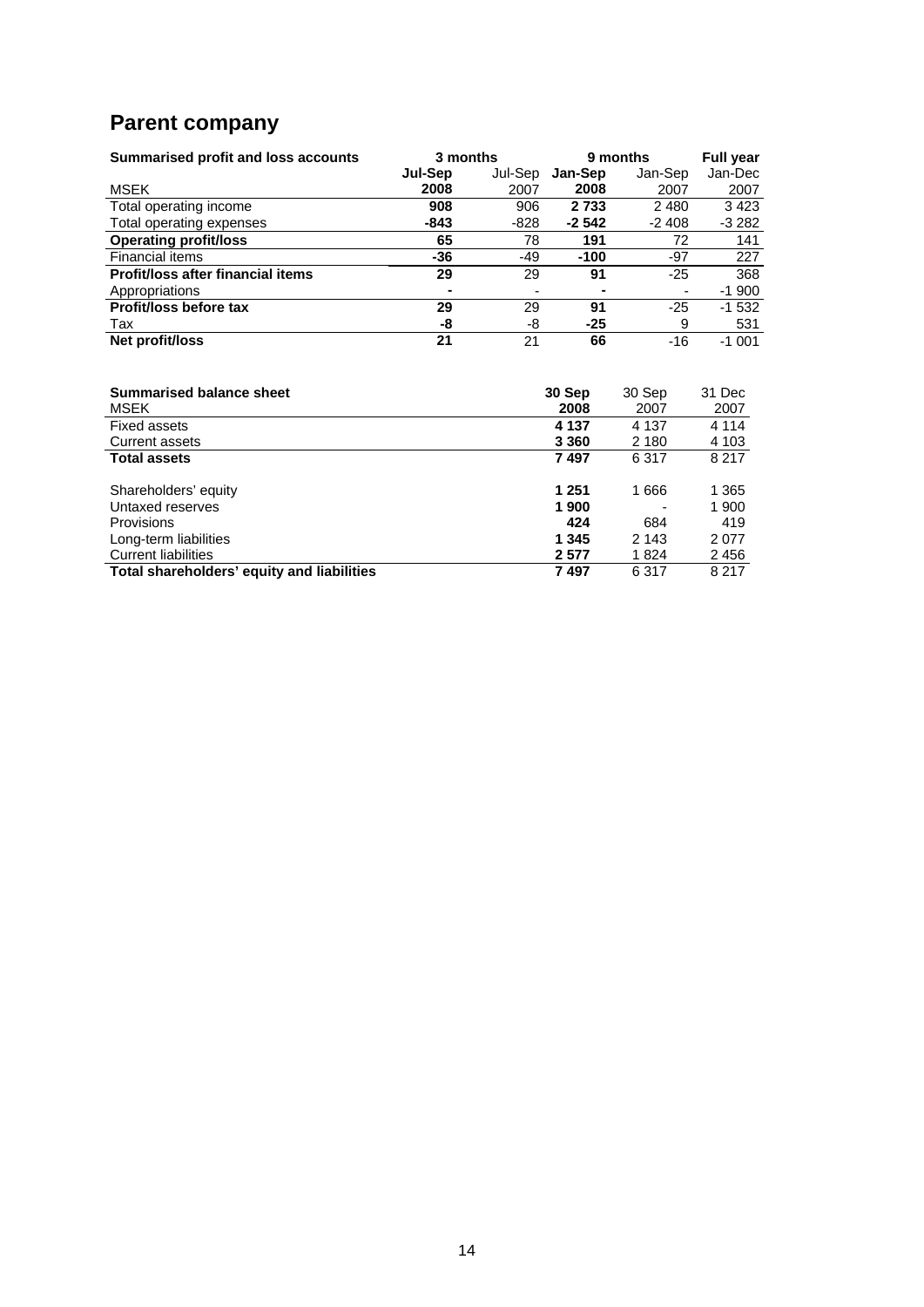# Parent company

| Summarised profit and loss accounts | 3 months | | 9 months | | Full year |
|---|---|---|---|---|---|
| | **Jul-Sep** | Jul-Sep | **Jan-Sep** | Jan-Sep | Jan-Dec |
| MSEK | **2008** | 2007 | **2008** | 2007 | 2007 |
| Total operating income | **908** | 906 | **2 733** | 2 480 | 3 423 |
| Total operating expenses | **-843** | -828 | **-2 542** | -2 408 | -3 282 |
| **Operating profit/loss** | **65** | 78 | **191** | 72 | 141 |
| Financial items | **-36** | -49 | **-100** | -97 | 227 |
| **Profit/loss after financial items** | **29** | 29 | **91** | -25 | 368 |
| Appropriations | **-** | - | **-** | - | -1 900 |
| **Profit/loss before tax** | **29** | 29 | **91** | -25 | -1 532 |
| Tax | **-8** | -8 | **-25** | 9 | 531 |
| **Net profit/loss** | **21** | 21 | **66** | -16 | -1 001 |

| Summarised balance sheet | 30 Sep | 30 Sep | 31 Dec |
|---|---|---|---|
| MSEK | **2008** | 2007 | 2007 |
| Fixed assets | **4 137** | 4 137 | 4 114 |
| Current assets | **3 360** | 2 180 | 4 103 |
| **Total assets** | **7 497** | 6 317 | 8 217 |
| | | | |
| Shareholders' equity | **1 251** | 1 666 | 1 365 |
| Untaxed reserves | **1 900** | - | 1 900 |
| Provisions | **424** | 684 | 419 |
| Long-term liabilities | **1 345** | 2 143 | 2 077 |
| Current liabilities | **2 577** | 1 824 | 2 456 |
| **Total shareholders' equity and liabilities** | **7 497** | 6 317 | 8 217 |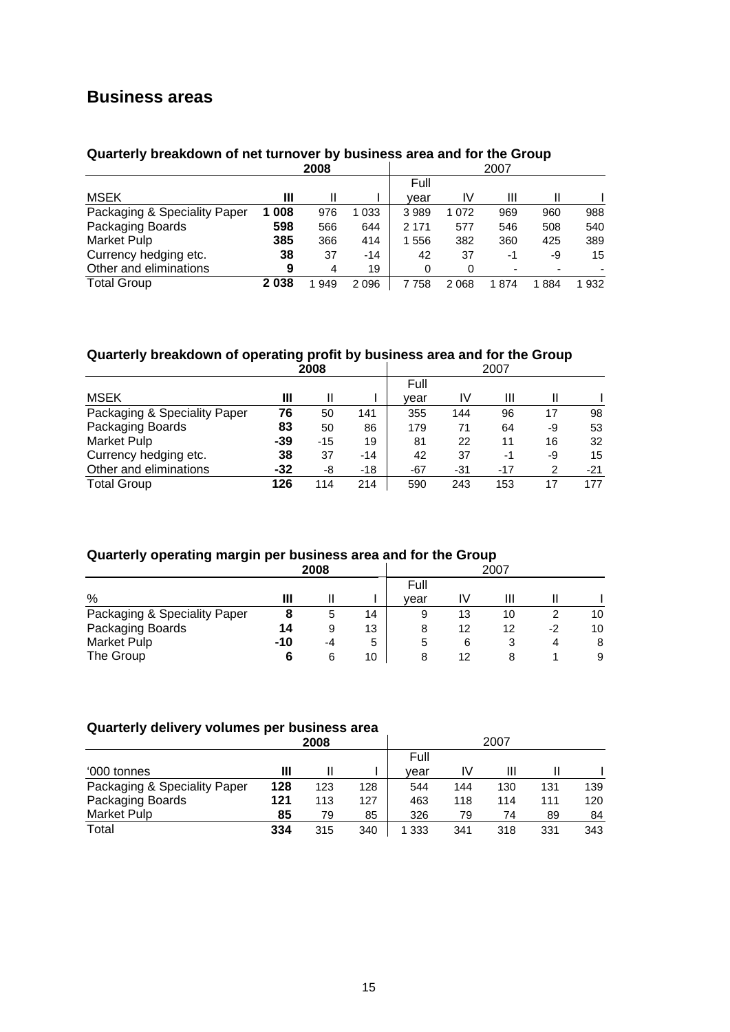## Business areas

### Quarterly breakdown of net turnover by business area and for the Group

| | 2008 | | | 2007 | | | | |
|---|---|---|---|---|---|---|---|---|
| MSEK | **III** | II | I | Full year | IV | III | II | I |
| Packaging & Speciality Paper | **1 008** | 976 | 1 033 | 3 989 | 1 072 | 969 | 960 | 988 |
| Packaging Boards | **598** | 566 | 644 | 2 171 | 577 | 546 | 508 | 540 |
| Market Pulp | **385** | 366 | 414 | 1 556 | 382 | 360 | 425 | 389 |
| Currency hedging etc. | **38** | 37 | -14 | 42 | 37 | -1 | -9 | 15 |
| Other and eliminations | **9** | 4 | 19 | 0 | 0 | - | - | - |
| Total Group | **2 038** | 1 949 | 2 096 | 7 758 | 2 068 | 1 874 | 1 884 | 1 932 |

### Quarterly breakdown of operating profit by business area and for the Group

| | 2008 | | | 2007 | | | | |
|---|---|---|---|---|---|---|---|---|
| MSEK | **III** | II | I | Full year | IV | III | II | I |
| Packaging & Speciality Paper | **76** | 50 | 141 | 355 | 144 | 96 | 17 | 98 |
| Packaging Boards | **83** | 50 | 86 | 179 | 71 | 64 | -9 | 53 |
| Market Pulp | **-39** | -15 | 19 | 81 | 22 | 11 | 16 | 32 |
| Currency hedging etc. | **38** | 37 | -14 | 42 | 37 | -1 | -9 | 15 |
| Other and eliminations | **-32** | -8 | -18 | -67 | -31 | -17 | 2 | -21 |
| Total Group | **126** | 114 | 214 | 590 | 243 | 153 | 17 | 177 |

### Quarterly operating margin per business area and for the Group

| | 2008 | | | 2007 | | | | |
|---|---|---|---|---|---|---|---|---|
| % | **III** | II | I | Full year | IV | III | II | I |
| Packaging & Speciality Paper | **8** | 5 | 14 | 9 | 13 | 10 | 2 | 10 |
| Packaging Boards | **14** | 9 | 13 | 8 | 12 | 12 | -2 | 10 |
| Market Pulp | **-10** | -4 | 5 | 5 | 6 | 3 | 4 | 8 |
| The Group | **6** | 6 | 10 | 8 | 12 | 8 | 1 | 9 |

### Quarterly delivery volumes per business area

| | 2008 | | | 2007 | | | | |
|---|---|---|---|---|---|---|---|---|
| '000 tonnes | **III** | II | I | Full year | IV | III | II | I |
| Packaging & Speciality Paper | **128** | 123 | 128 | 544 | 144 | 130 | 131 | 139 |
| Packaging Boards | **121** | 113 | 127 | 463 | 118 | 114 | 111 | 120 |
| Market Pulp | **85** | 79 | 85 | 326 | 79 | 74 | 89 | 84 |
| Total | **334** | 315 | 340 | 1 333 | 341 | 318 | 331 | 343 |